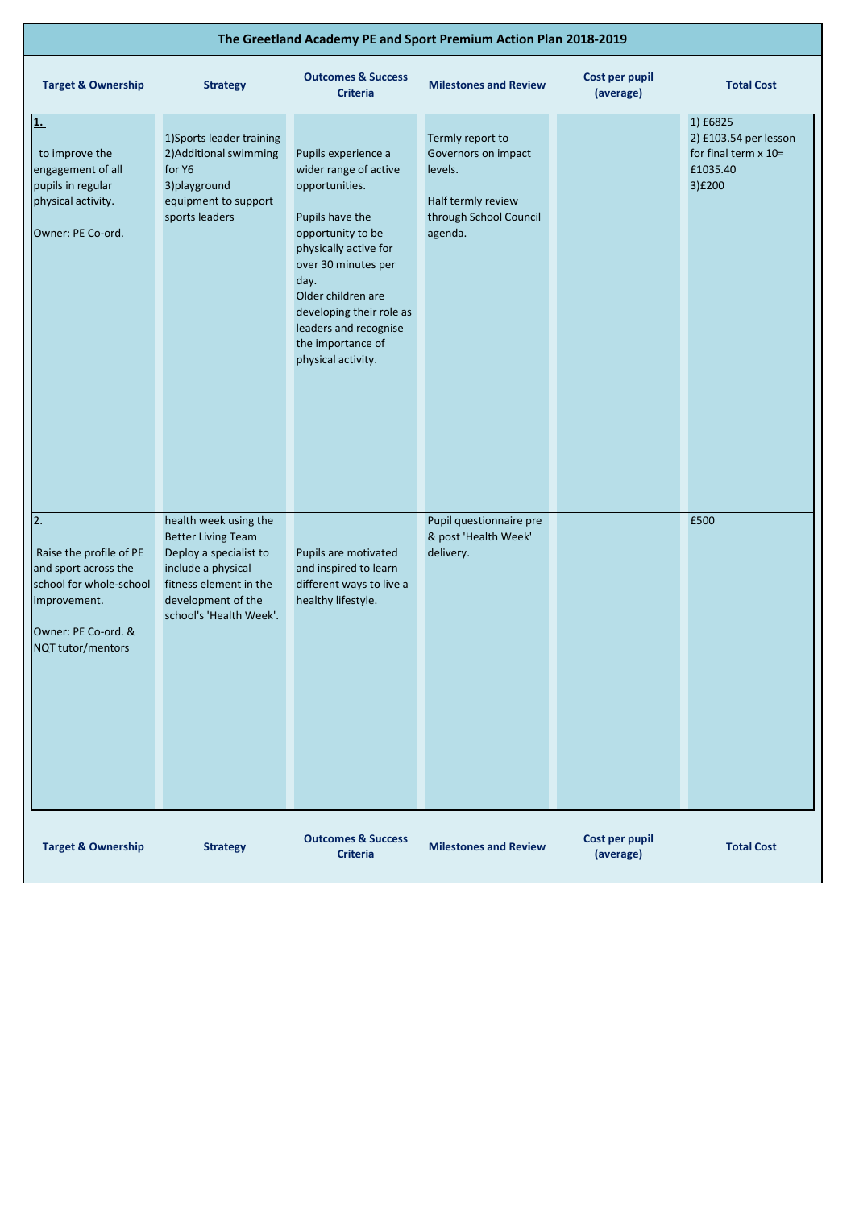# The Greetland Academy PE and Sport Premium Action Plan 2018-2019

| Target & Ownership | Strategy | Outcomes & Success Criteria | Milestones and Review | Cost per pupil (average) | Total Cost |
|---|---|---|---|---|---|
| **1.** to improve the engagement of all pupils in regular physical activity. Owner: PE Co-ord. | 1)Sports leader training 2)Additional swimming for Y6 3)playground equipment to support sports leaders | Pupils experience a wider range of active opportunities. Pupils have the opportunity to be physically active for over 30 minutes per day. Older children are developing their role as leaders and recognise the importance of physical activity. | Termly report to Governors on impact levels. Half termly review through School Council agenda. | | 1) £6825 2) £103.54 per lesson for final term x 10= £1035.40 3)£200 |
| 2. Raise the profile of PE and sport across the school for whole-school improvement. Owner: PE Co-ord. & NQT tutor/mentors | health week using the Better Living Team Deploy a specialist to include a physical fitness element in the development of the school's 'Health Week'. | Pupils are motivated and inspired to learn different ways to live a healthy lifestyle. | Pupil questionnaire pre & post 'Health Week' delivery. | | £500 |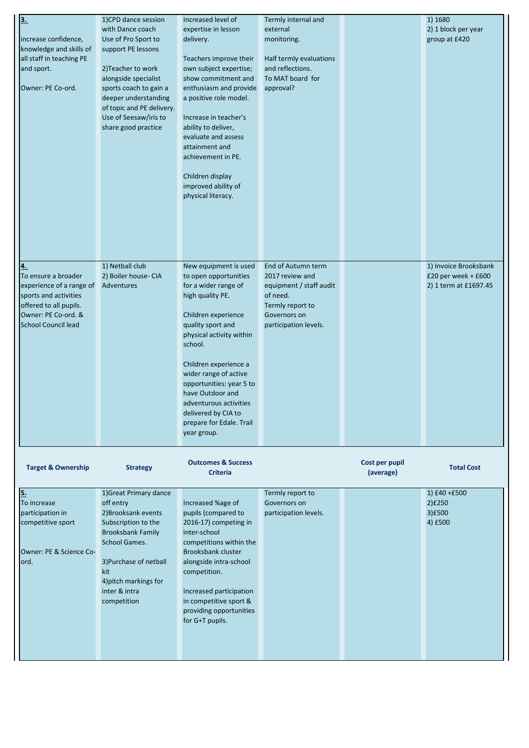| | | | | | |
|---|---|---|---|---|---|
| **3.** increase confidence, knowledge and skills of all staff in teaching PE and sport. Owner: PE Co-ord. | 1)CPD dance session with Dance coach Use of Pro Sport to support PE lessons 2)Teacher to work alongside specialist sports coach to gain a deeper understanding of topic and PE delivery. Use of Seesaw/iris to share good practice | Increased level of expertise in lesson delivery. Teachers improve their own subject expertise; show commitment and enthusiasm and provide a positive role model. Increase in teacher's ability to deliver, evaluate and assess attainment and achievement in PE. Children display improved ability of physical literacy. | Termly internal and external monitoring. Half termly evaluations and reflections. To MAT board for approval? | | 1) 1680 2) 1 block per year group at £420 |
| **4.** To ensure a broader experience of a range of sports and activities offered to all pupils. Owner: PE Co-ord. & School Council lead | 1) Netball club 2) Boiler house- CIA Adventures | New equipment is used to open opportunities for a wider range of high quality PE. Children experience quality sport and physical activity within school. Children experience a wider range of active opportunities: year 5 to have Outdoor and adventurous activities delivered by CIA to prepare for Edale. Trail year group. | End of Autumn term 2017 review and equipment / staff audit of need. Termly report to Governors on participation levels. | | 1) Invoice Brooksbank £20 per week + £600 2) 1 term at £1697.45 |
| **Target & Ownership** | **Strategy** | **Outcomes & Success Criteria** | | **Cost per pupil (average)** | **Total Cost** |
| **5.** To increase participation in competitive sport Owner: PE & Science Co-ord. | 1)Great Primary dance off entry 2)Brooksank events Subscription to the Brooksbank Family School Games. 3)Purchase of netball kit 4)pitch markings for inter & intra competition | Increased %age of pupils (compared to 2016-17) competing in inter-school competitions within the Brooksbank cluster alongside intra-school competition. Increased participation in competitive sport & providing opportunities for G+T pupils. | Termly report to Governors on participation levels. | | 1) £40 +£500 2)£250 3)£500 4) £500 |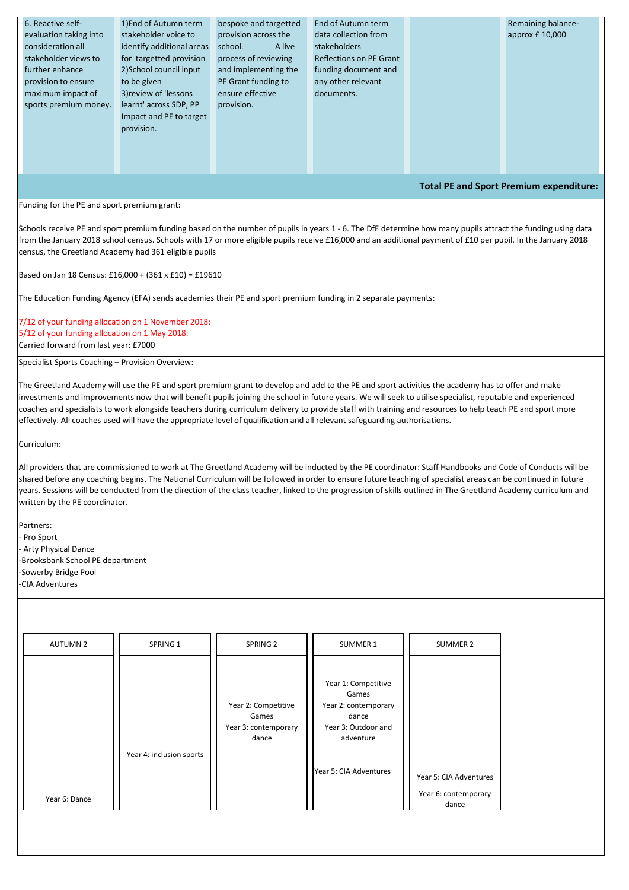| 6. Reactive self-evaluation taking into consideration all stakeholder views to further enhance provision to ensure maximum impact of sports premium money. | 1)End of Autumn term stakeholder voice to identify additional areas for targetted provision 2)School council input to be given 3)review of 'lessons learnt' across SDP, PP Impact and PE to target provision. | bespoke and targetted provision across the school. A live process of reviewing and implementing the PE Grant funding to ensure effective provision. | End of Autumn term data collection from stakeholders Reflections on PE Grant funding document and any other relevant documents. | | Remaining balance- approx £ 10,000 |
|---|---|---|---|---|---|

**Total PE and Sport Premium expenditure:**

Funding for the PE and sport premium grant:

Schools receive PE and sport premium funding based on the number of pupils in years 1 - 6. The DfE determine how many pupils attract the funding using data from the January 2018 school census. Schools with 17 or more eligible pupils receive £16,000 and an additional payment of £10 per pupil. In the January 2018 census, the Greetland Academy had 361 eligible pupils

Based on Jan 18 Census: £16,000 + (361 x £10) = £19610

The Education Funding Agency (EFA) sends academies their PE and sport premium funding in 2 separate payments:

7/12 of your funding allocation on 1 November 2018:
5/12 of your funding allocation on 1 May 2018:
Carried forward from last year: £7000

Specialist Sports Coaching – Provision Overview:

The Greetland Academy will use the PE and sport premium grant to develop and add to the PE and sport activities the academy has to offer and make investments and improvements now that will benefit pupils joining the school in future years. We will seek to utilise specialist, reputable and experienced coaches and specialists to work alongside teachers during curriculum delivery to provide staff with training and resources to help teach PE and sport more effectively. All coaches used will have the appropriate level of qualification and all relevant safeguarding authorisations.

Curriculum:

All providers that are commissioned to work at The Greetland Academy will be inducted by the PE coordinator: Staff Handbooks and Code of Conducts will be shared before any coaching begins. The National Curriculum will be followed in order to ensure future teaching of specialist areas can be continued in future years. Sessions will be conducted from the direction of the class teacher, linked to the progression of skills outlined in The Greetland Academy curriculum and written by the PE coordinator.

Partners:
- Pro Sport
- Arty Physical Dance
- Brooksbank School PE department
- Sowerby Bridge Pool
- CIA Adventures

| AUTUMN 2 | SPRING 1 | SPRING 2 | SUMMER 1 | SUMMER 2 |
|---|---|---|---|---|
| Year 6: Dance | Year 4: inclusion sports | Year 2: Competitive Games<br>Year 3: contemporary dance | Year 1: Competitive Games<br>Year 2: contemporary dance<br>Year 3: Outdoor and adventure<br>Year 5: CIA Adventures | Year 5: CIA Adventures<br>Year 6: contemporary dance |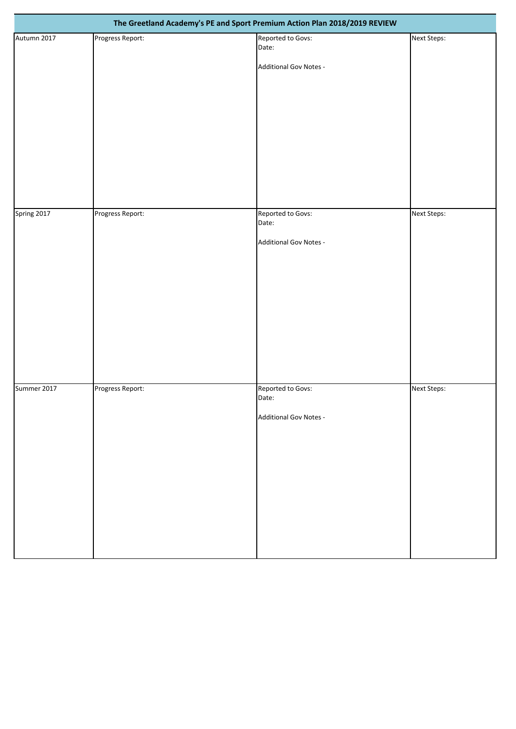| The Greetland Academy's PE and Sport Premium Action Plan 2018/2019 REVIEW | | | |
|---|---|---|---|
| Autumn 2017 | Progress Report: | Reported to Govs:<br>Date:<br><br>Additional Gov Notes - | Next Steps: |
| Spring 2017 | Progress Report: | Reported to Govs:<br>Date:<br><br>Additional Gov Notes - | Next Steps: |
| Summer 2017 | Progress Report: | Reported to Govs:<br>Date:<br><br>Additional Gov Notes - | Next Steps: |